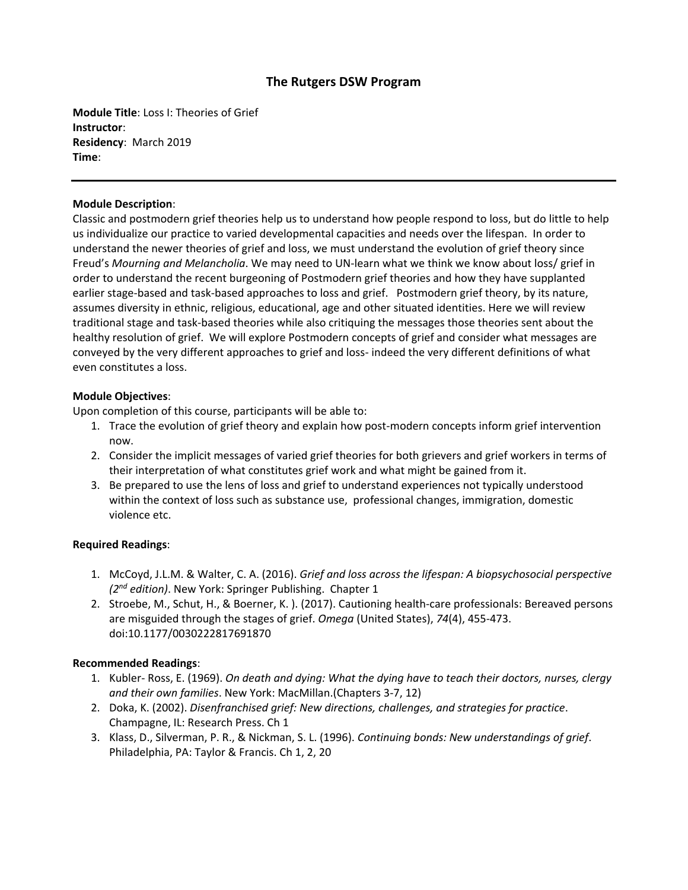# The Rutgers DSW Program

**Module Title**: Loss I: Theories of Grief
**Instructor**:
**Residency**: March 2019
**Time**:

---

**Module Description**:
Classic and postmodern grief theories help us to understand how people respond to loss, but do little to help us individualize our practice to varied developmental capacities and needs over the lifespan. In order to understand the newer theories of grief and loss, we must understand the evolution of grief theory since Freud's *Mourning and Melancholia*. We may need to UN-learn what we think we know about loss/ grief in order to understand the recent burgeoning of Postmodern grief theories and how they have supplanted earlier stage-based and task-based approaches to loss and grief. Postmodern grief theory, by its nature, assumes diversity in ethnic, religious, educational, age and other situated identities. Here we will review traditional stage and task-based theories while also critiquing the messages those theories sent about the healthy resolution of grief. We will explore Postmodern concepts of grief and consider what messages are conveyed by the very different approaches to grief and loss- indeed the very different definitions of what even constitutes a loss.

**Module Objectives**:
Upon completion of this course, participants will be able to:

1. Trace the evolution of grief theory and explain how post-modern concepts inform grief intervention now.
2. Consider the implicit messages of varied grief theories for both grievers and grief workers in terms of their interpretation of what constitutes grief work and what might be gained from it.
3. Be prepared to use the lens of loss and grief to understand experiences not typically understood within the context of loss such as substance use, professional changes, immigration, domestic violence etc.

**Required Readings**:

1. McCoyd, J.L.M. & Walter, C. A. (2016). *Grief and loss across the lifespan: A biopsychosocial perspective (2nd edition)*. New York: Springer Publishing. Chapter 1
2. Stroebe, M., Schut, H., & Boerner, K. ). (2017). Cautioning health-care professionals: Bereaved persons are misguided through the stages of grief. *Omega* (United States), *74*(4), 455-473. doi:10.1177/0030222817691870

**Recommended Readings**:

1. Kubler- Ross, E. (1969). *On death and dying: What the dying have to teach their doctors, nurses, clergy and their own families*. New York: MacMillan.(Chapters 3-7, 12)
2. Doka, K. (2002). *Disenfranchised grief: New directions, challenges, and strategies for practice*. Champagne, IL: Research Press. Ch 1
3. Klass, D., Silverman, P. R., & Nickman, S. L. (1996). *Continuing bonds: New understandings of grief*. Philadelphia, PA: Taylor & Francis. Ch 1, 2, 20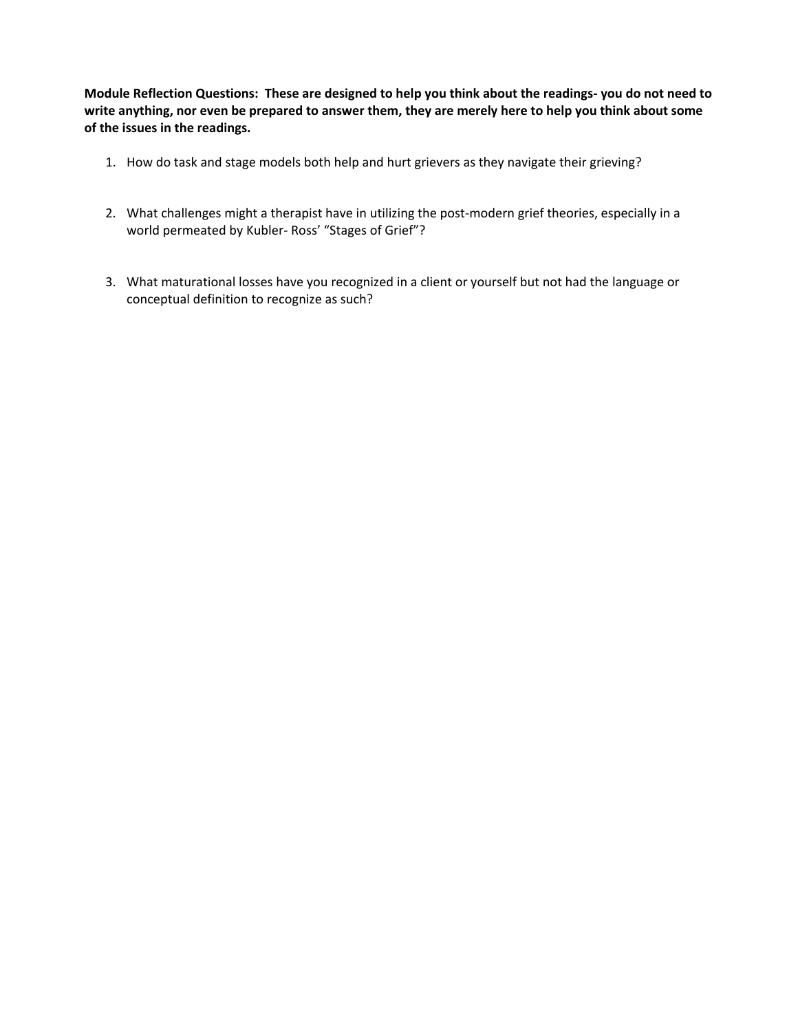**Module Reflection Questions: These are designed to help you think about the readings- you do not need to write anything, nor even be prepared to answer them, they are merely here to help you think about some of the issues in the readings.**

1. How do task and stage models both help and hurt grievers as they navigate their grieving?

2. What challenges might a therapist have in utilizing the post-modern grief theories, especially in a world permeated by Kubler- Ross' "Stages of Grief"?

3. What maturational losses have you recognized in a client or yourself but not had the language or conceptual definition to recognize as such?